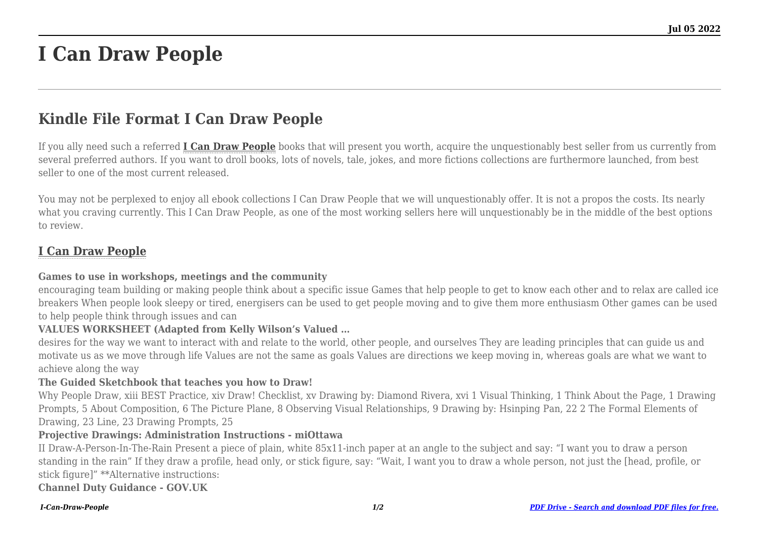# I Can Draw People

## Kindle File Format I Can Draw People

If you ally need such a referred **I Can Draw People** books that will present you worth, acquire the unquestionably best seller from us currently from several preferred authors. If you want to droll books, lots of novels, tale, jokes, and more fictions collections are furthermore launched, from best seller to one of the most current released.

You may not be perplexed to enjoy all ebook collections I Can Draw People that we will unquestionably offer. It is not a propos the costs. Its nearly what you craving currently. This I Can Draw People, as one of the most working sellers here will unquestionably be in the middle of the best options to review.

### I Can Draw People

**Games to use in workshops, meetings and the community**

encouraging team building or making people think about a specific issue Games that help people to get to know each other and to relax are called ice breakers When people look sleepy or tired, energisers can be used to get people moving and to give them more enthusiasm Other games can be used to help people think through issues and can

**VALUES WORKSHEET (Adapted from Kelly Wilson's Valued …**

desires for the way we want to interact with and relate to the world, other people, and ourselves They are leading principles that can guide us and motivate us as we move through life Values are not the same as goals Values are directions we keep moving in, whereas goals are what we want to achieve along the way

**The Guided Sketchbook that teaches you how to Draw!**

Why People Draw, xiii BEST Practice, xiv Draw! Checklist, xv Drawing by: Diamond Rivera, xvi 1 Visual Thinking, 1 Think About the Page, 1 Drawing Prompts, 5 About Composition, 6 The Picture Plane, 8 Observing Visual Relationships, 9 Drawing by: Hsinping Pan, 22 2 The Formal Elements of Drawing, 23 Line, 23 Drawing Prompts, 25

**Projective Drawings: Administration Instructions - miOttawa**

II Draw-A-Person-In-The-Rain Present a piece of plain, white 85x11-inch paper at an angle to the subject and say: "I want you to draw a person standing in the rain" If they draw a profile, head only, or stick figure, say: "Wait, I want you to draw a whole person, not just the [head, profile, or stick figure]" **Alternative instructions:

**Channel Duty Guidance - GOV.UK**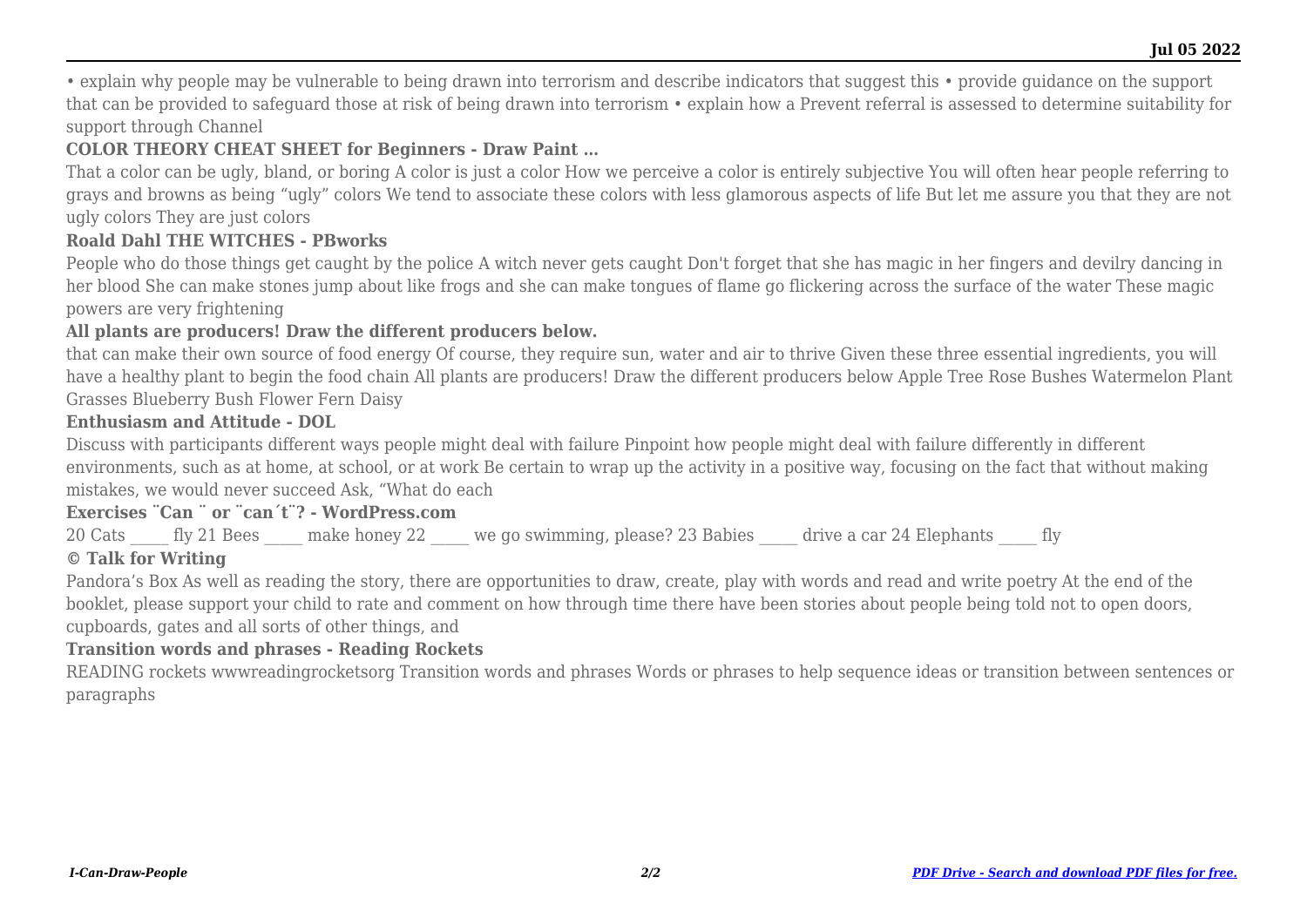• explain why people may be vulnerable to being drawn into terrorism and describe indicators that suggest this • provide guidance on the support that can be provided to safeguard those at risk of being drawn into terrorism • explain how a Prevent referral is assessed to determine suitability for support through Channel

**COLOR THEORY CHEAT SHEET for Beginners - Draw Paint …**

That a color can be ugly, bland, or boring A color is just a color How we perceive a color is entirely subjective You will often hear people referring to grays and browns as being "ugly" colors We tend to associate these colors with less glamorous aspects of life But let me assure you that they are not ugly colors They are just colors

**Roald Dahl THE WITCHES - PBworks**

People who do those things get caught by the police A witch never gets caught Don't forget that she has magic in her fingers and devilry dancing in her blood She can make stones jump about like frogs and she can make tongues of flame go flickering across the surface of the water These magic powers are very frightening

**All plants are producers! Draw the different producers below.**

that can make their own source of food energy Of course, they require sun, water and air to thrive Given these three essential ingredients, you will have a healthy plant to begin the food chain All plants are producers! Draw the different producers below Apple Tree Rose Bushes Watermelon Plant Grasses Blueberry Bush Flower Fern Daisy

**Enthusiasm and Attitude - DOL**

Discuss with participants different ways people might deal with failure Pinpoint how people might deal with failure differently in different environments, such as at home, at school, or at work Be certain to wrap up the activity in a positive way, focusing on the fact that without making mistakes, we would never succeed Ask, "What do each

**Exercises ¨Can ¨ or ¨can´t¨? - WordPress.com**

20 Cats _____ fly 21 Bees _____ make honey 22 _____ we go swimming, please? 23 Babies _____ drive a car 24 Elephants _____ fly

**© Talk for Writing**

Pandora's Box As well as reading the story, there are opportunities to draw, create, play with words and read and write poetry At the end of the booklet, please support your child to rate and comment on how through time there have been stories about people being told not to open doors, cupboards, gates and all sorts of other things, and

**Transition words and phrases - Reading Rockets**

READING rockets wwwreadingrocketsorg Transition words and phrases Words or phrases to help sequence ideas or transition between sentences or paragraphs